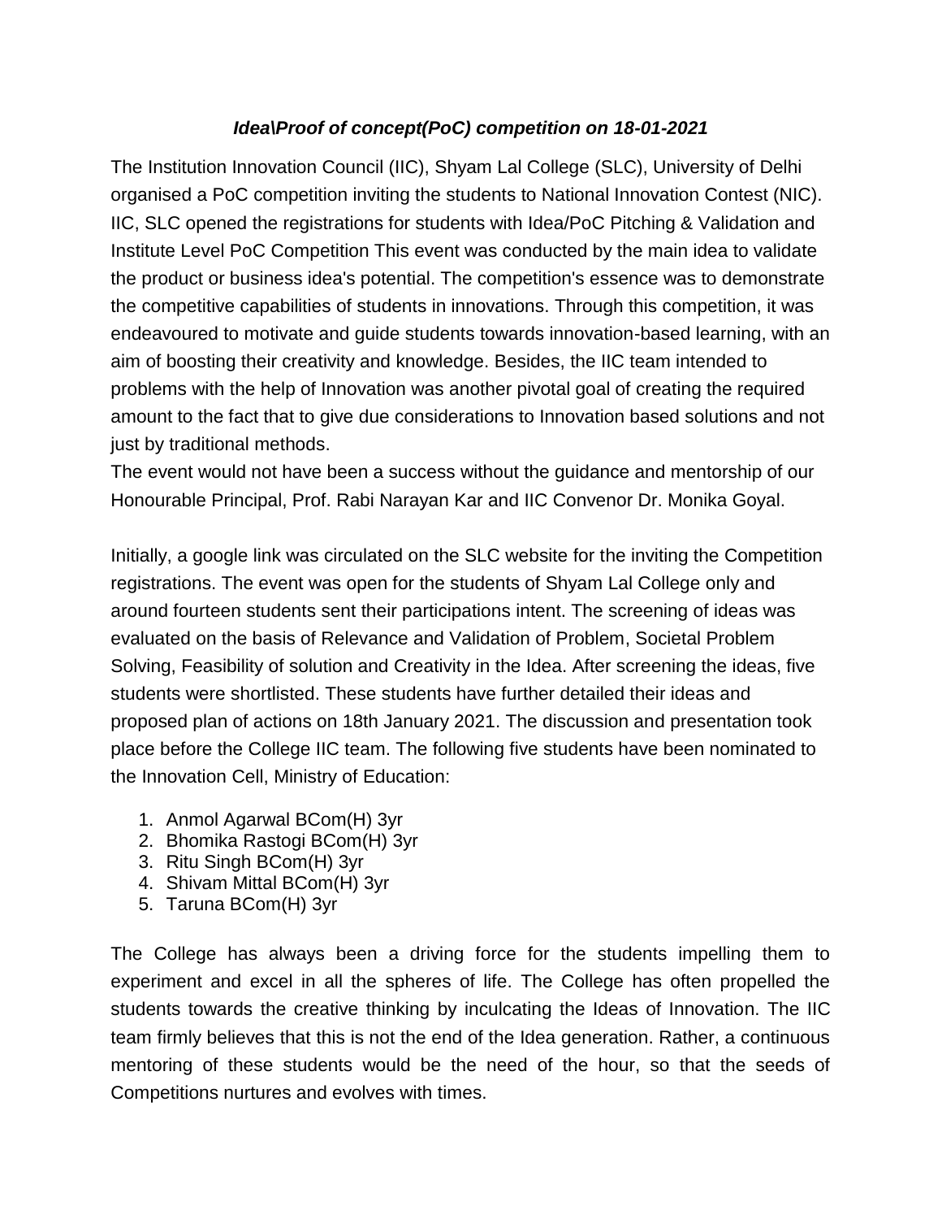***Idea\Proof of concept(PoC) competition on 18-01-2021***

The Institution Innovation Council (IIC), Shyam Lal College (SLC), University of Delhi organised a PoC competition inviting the students to National Innovation Contest (NIC). IIC, SLC opened the registrations for students with Idea/PoC Pitching & Validation and Institute Level PoC Competition This event was conducted by the main idea to validate the product or business idea's potential. The competition's essence was to demonstrate the competitive capabilities of students in innovations. Through this competition, it was endeavoured to motivate and guide students towards innovation-based learning, with an aim of boosting their creativity and knowledge. Besides, the IIC team intended to problems with the help of Innovation was another pivotal goal of creating the required amount to the fact that to give due considerations to Innovation based solutions and not just by traditional methods.
The event would not have been a success without the guidance and mentorship of our Honourable Principal, Prof. Rabi Narayan Kar and IIC Convenor Dr. Monika Goyal.

Initially, a google link was circulated on the SLC website for the inviting the Competition registrations. The event was open for the students of Shyam Lal College only and around fourteen students sent their participations intent. The screening of ideas was evaluated on the basis of Relevance and Validation of Problem, Societal Problem Solving, Feasibility of solution and Creativity in the Idea. After screening the ideas, five students were shortlisted. These students have further detailed their ideas and proposed plan of actions on 18th January 2021. The discussion and presentation took place before the College IIC team. The following five students have been nominated to the Innovation Cell, Ministry of Education:

1. Anmol Agarwal BCom(H) 3yr
2. Bhomika Rastogi BCom(H) 3yr
3. Ritu Singh BCom(H) 3yr
4. Shivam Mittal BCom(H) 3yr
5. Taruna BCom(H) 3yr

The College has always been a driving force for the students impelling them to experiment and excel in all the spheres of life. The College has often propelled the students towards the creative thinking by inculcating the Ideas of Innovation. The IIC team firmly believes that this is not the end of the Idea generation. Rather, a continuous mentoring of these students would be the need of the hour, so that the seeds of Competitions nurtures and evolves with times.